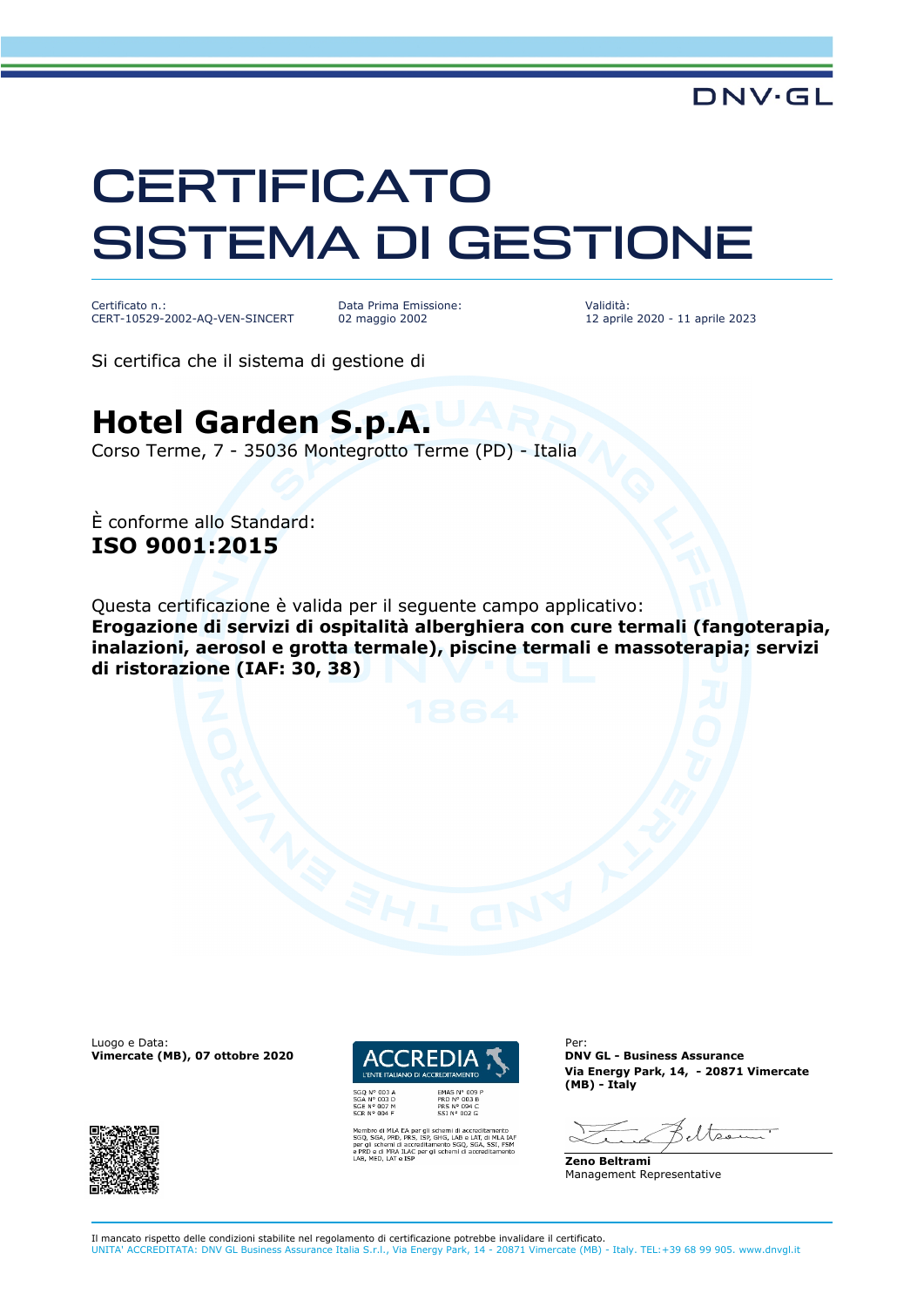DNV·GL

# CERTIFICATO
# SISTEMA DI GESTIONE

| Certificato n.: | Data Prima Emissione: | Validità: |
|---|---|---|
| CERT-10529-2002-AQ-VEN-SINCERT | 02 maggio 2002 | 12 aprile 2020 - 11 aprile 2023 |

Si certifica che il sistema di gestione di

## Hotel Garden S.p.A.

Corso Terme, 7 - 35036 Montegrotto Terme (PD) - Italia

È conforme allo Standard:
**ISO 9001:2015**

Questa certificazione è valida per il seguente campo applicativo:
**Erogazione di servizi di ospitalità alberghiera con cure termali (fangoterapia, inalazioni, aerosol e grotta termale), piscine termali e massoterapia; servizi di ristorazione (IAF: 30, 38)**

Luogo e Data:
**Vimercate (MB), 07 ottobre 2020**

ACCREDIA
L'ENTE ITALIANO DI ACCREDITAMENTO

SGQ N° 003 A
SGA N° 003 D
SGE N° 007 M
SCR N° 004 F

EMAS N° 009 P
PRD N° 003 B
PRS N° 094 C
SSI N° 002 G

Membro di MLA EA per gli schemi di accreditamento SGQ, SGA, PRD, PRS, ISP, GHG, LAB e LAT, di MLA IAF per gli schemi di accreditamento SGQ, SGA, SSI, FSM e PRD e di MRA ILAC per gli schemi di accreditamento LAB, MED, LAT e ISP

Per:
**DNV GL - Business Assurance**
**Via Energy Park, 14, - 20871 Vimercate (MB) - Italy**

**Zeno Beltrami**
Management Representative

Il mancato rispetto delle condizioni stabilite nel regolamento di certificazione potrebbe invalidare il certificato.
UNITA' ACCREDITATA: DNV GL Business Assurance Italia S.r.l., Via Energy Park, 14 - 20871 Vimercate (MB) - Italy. TEL:+39 68 99 905. www.dnvgl.it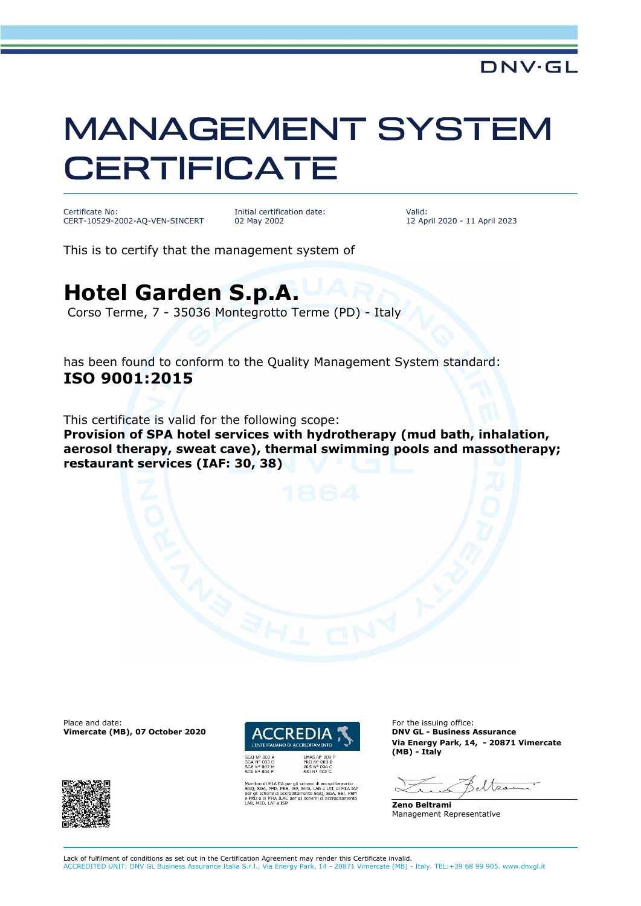DNV·GL

# MANAGEMENT SYSTEM CERTIFICATE

| | | |
|---|---|---|
| Certificate No:<br>CERT-10529-2002-AQ-VEN-SINCERT | Initial certification date:<br>02 May 2002 | Valid:<br>12 April 2020 - 11 April 2023 |

This is to certify that the management system of

## Hotel Garden S.p.A.

Corso Terme, 7 - 35036 Montegrotto Terme (PD) - Italy

has been found to conform to the Quality Management System standard:
**ISO 9001:2015**

This certificate is valid for the following scope:
**Provision of SPA hotel services with hydrotherapy (mud bath, inhalation, aerosol therapy, sweat cave), thermal swimming pools and massotherapy; restaurant services (IAF: 30, 38)**

Place and date:
**Vimercate (MB), 07 October 2020**

ACCREDIA
L'ENTE ITALIANO DI ACCREDITAMENTO

SGQ N° 003 A
SGA N° 003 D
SGE N° 007 M
SCR N° 004 F

EMAS N° 009 P
PRD N° 003 B
PRS N° 094 C
SSI N° 002 G

Membro di MLA EA per gli schemi di accreditamento SGQ, SGA, PRD, PRS, ISP, GHG, LAB e LAT, di MLA IAF per gli schemi di accreditamento SGQ, SGA, SSI, FSM e PRD e di MRA ILAC per gli schemi di accreditamento LAB, MED, LAT e ISP

For the issuing office:
**DNV GL - Business Assurance**
**Via Energy Park, 14, - 20871 Vimercate (MB) - Italy**

**Zeno Beltrami**
Management Representative

Lack of fulfilment of conditions as set out in the Certification Agreement may render this Certificate invalid.
ACCREDITED UNIT: DNV GL Business Assurance Italia S.r.l., Via Energy Park, 14 - 20871 Vimercate (MB) - Italy. TEL:+39 68 99 905. www.dnvgl.it